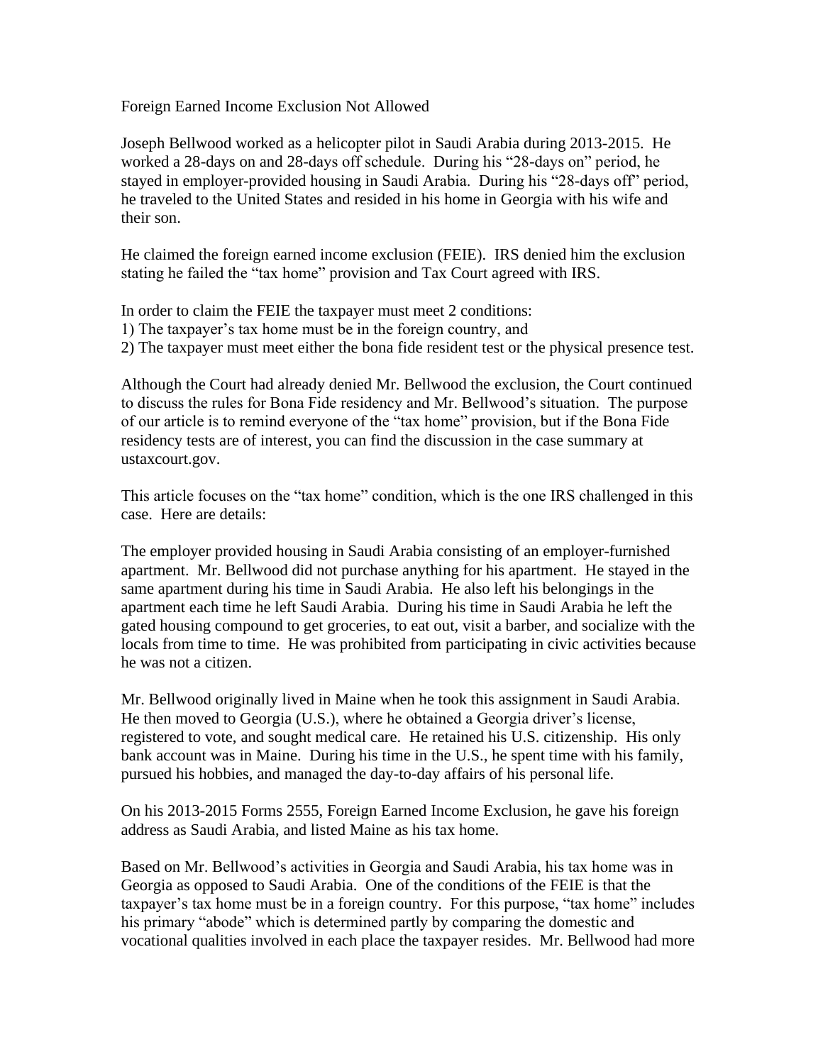# Foreign Earned Income Exclusion Not Allowed

Joseph Bellwood worked as a helicopter pilot in Saudi Arabia during 2013-2015. He worked a 28-days on and 28-days off schedule. During his "28-days on" period, he stayed in employer-provided housing in Saudi Arabia. During his "28-days off" period, he traveled to the United States and resided in his home in Georgia with his wife and their son.

He claimed the foreign earned income exclusion (FEIE). IRS denied him the exclusion stating he failed the "tax home" provision and Tax Court agreed with IRS.

In order to claim the FEIE the taxpayer must meet 2 conditions:
1) The taxpayer's tax home must be in the foreign country, and
2) The taxpayer must meet either the bona fide resident test or the physical presence test.

Although the Court had already denied Mr. Bellwood the exclusion, the Court continued to discuss the rules for Bona Fide residency and Mr. Bellwood's situation. The purpose of our article is to remind everyone of the "tax home" provision, but if the Bona Fide residency tests are of interest, you can find the discussion in the case summary at ustaxcourt.gov.

This article focuses on the "tax home" condition, which is the one IRS challenged in this case. Here are details:

The employer provided housing in Saudi Arabia consisting of an employer-furnished apartment. Mr. Bellwood did not purchase anything for his apartment. He stayed in the same apartment during his time in Saudi Arabia. He also left his belongings in the apartment each time he left Saudi Arabia. During his time in Saudi Arabia he left the gated housing compound to get groceries, to eat out, visit a barber, and socialize with the locals from time to time. He was prohibited from participating in civic activities because he was not a citizen.

Mr. Bellwood originally lived in Maine when he took this assignment in Saudi Arabia. He then moved to Georgia (U.S.), where he obtained a Georgia driver's license, registered to vote, and sought medical care. He retained his U.S. citizenship. His only bank account was in Maine. During his time in the U.S., he spent time with his family, pursued his hobbies, and managed the day-to-day affairs of his personal life.

On his 2013-2015 Forms 2555, Foreign Earned Income Exclusion, he gave his foreign address as Saudi Arabia, and listed Maine as his tax home.

Based on Mr. Bellwood's activities in Georgia and Saudi Arabia, his tax home was in Georgia as opposed to Saudi Arabia. One of the conditions of the FEIE is that the taxpayer's tax home must be in a foreign country. For this purpose, "tax home" includes his primary "abode" which is determined partly by comparing the domestic and vocational qualities involved in each place the taxpayer resides. Mr. Bellwood had more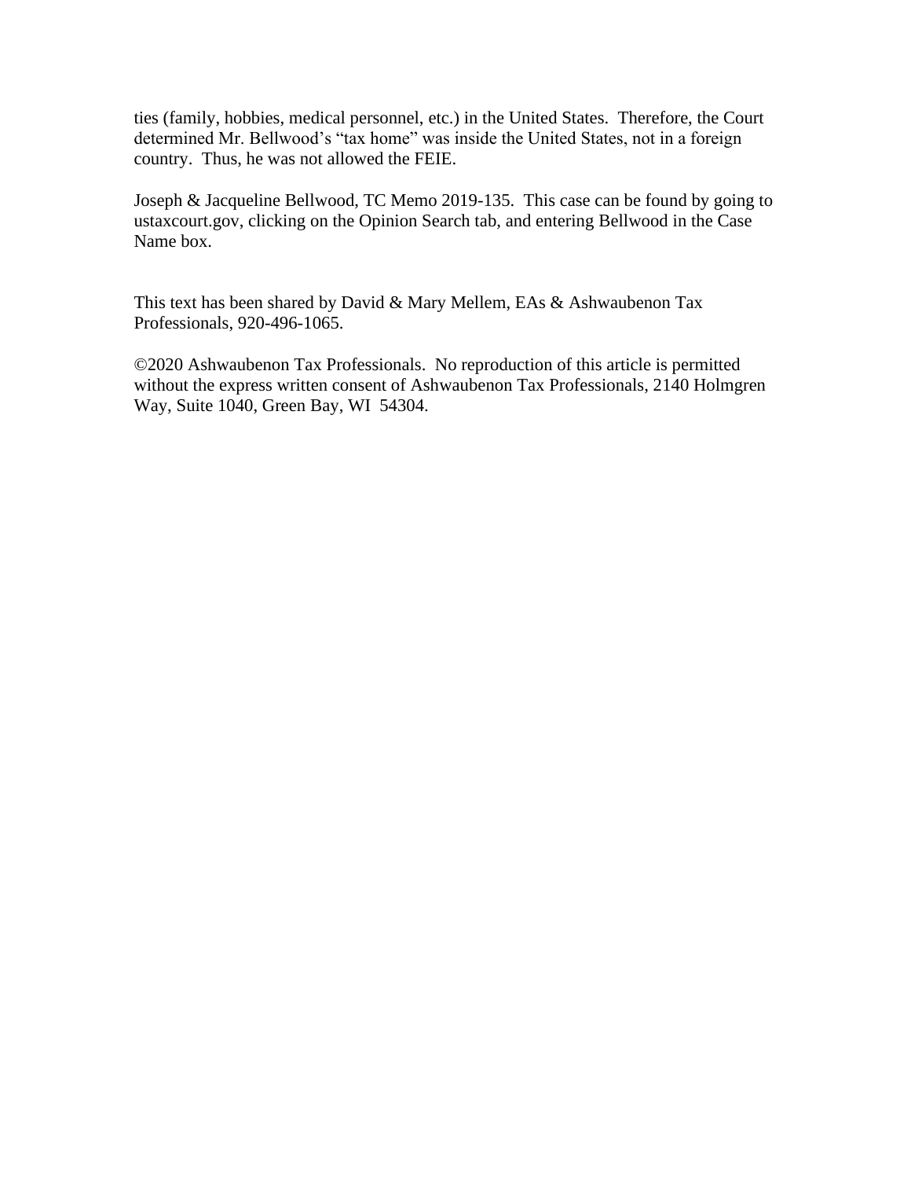ties (family, hobbies, medical personnel, etc.) in the United States. Therefore, the Court determined Mr. Bellwood's "tax home" was inside the United States, not in a foreign country. Thus, he was not allowed the FEIE.

Joseph & Jacqueline Bellwood, TC Memo 2019-135. This case can be found by going to ustaxcourt.gov, clicking on the Opinion Search tab, and entering Bellwood in the Case Name box.

This text has been shared by David & Mary Mellem, EAs & Ashwaubenon Tax Professionals, 920-496-1065.

©2020 Ashwaubenon Tax Professionals. No reproduction of this article is permitted without the express written consent of Ashwaubenon Tax Professionals, 2140 Holmgren Way, Suite 1040, Green Bay, WI 54304.